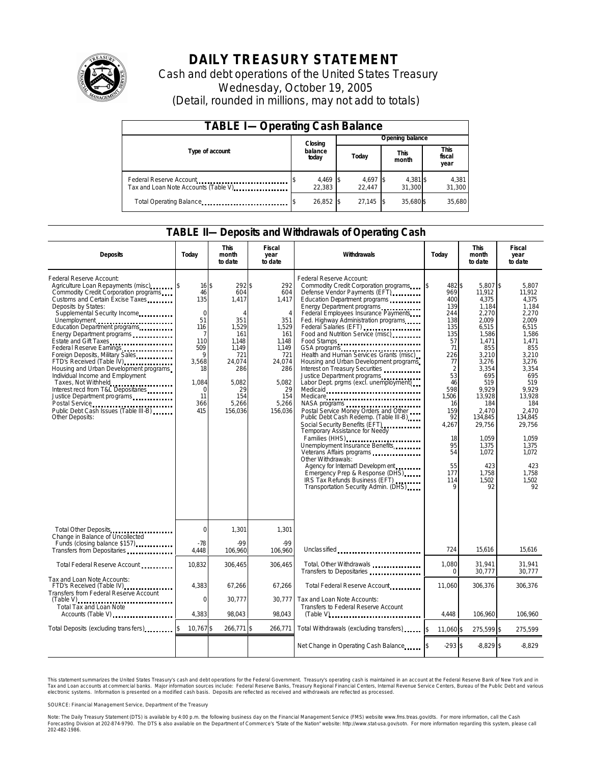# DAILY TREASURY STATEMENT

Cash and debt operations of the United States Treasury
Wednesday, October 19, 2005
(Detail, rounded in millions, may not add to totals)

## TABLE I—Operating Cash Balance

| Type of account | Closing balance today | Opening balance Today | Opening balance This month | Opening balance This fiscal year |
|---|---|---|---|---|
| Federal Reserve Account | $ 4,469 | $ 4,697 | $ 4,381 | $ 4,381 |
| Tax and Loan Note Accounts (Table V) | 22,383 | 22,447 | 31,300 | 31,300 |
| Total Operating Balance | $ 26,852 | $ 27,145 | $ 35,680 | $ 35,680 |

## TABLE II—Deposits and Withdrawals of Operating Cash

| Deposits | Today | This month to date | Fiscal year to date |
|---|---|---|---|
| Federal Reserve Account: | | | |
| Agriculture Loan Repayments (misc) | $ 16 | $ 292 | $ 292 |
| Commodity Credit Corporation programs | 46 | 604 | 604 |
| Customs and Certain Excise Taxes | 135 | 1,417 | 1,417 |
| Deposits by States: | | | |
| Supplemental Security Income | 0 | 4 | 4 |
| Unemployment | 51 | 351 | 351 |
| Education Department programs | 116 | 1,529 | 1,529 |
| Energy Department programs | 7 | 161 | 161 |
| Estate and Gift Taxes | 110 | 1,148 | 1,148 |
| Federal Reserve Earnings | 509 | 1,149 | 1,149 |
| Foreign Deposits, Military Sales | 9 | 721 | 721 |
| FTD's Received (Table IV) | 3,568 | 24,074 | 24,074 |
| Housing and Urban Development programs | 18 | 286 | 286 |
| Individual Income and Employment Taxes, Not Withheld | 1,084 | 5,082 | 5,082 |
| Interest recd from T&L Depositaries | 0 | 29 | 29 |
| Justice Department programs | 11 | 154 | 154 |
| Postal Service | 366 | 5,266 | 5,266 |
| Public Debt Cash Issues (Table III-B) | 415 | 156,036 | 156,036 |
| Other Deposits: | | | |
| Total Other Deposits | 0 | 1,301 | 1,301 |
| Change in Balance of Uncollected Funds (closing balance $157) | -78 | -99 | -99 |
| Transfers from Depositaries | 4,448 | 106,960 | 106,960 |
| Total Federal Reserve Account | 10,832 | 306,465 | 306,465 |
| Tax and Loan Note Accounts: | | | |
| FTD's Received (Table IV) | 4,383 | 67,266 | 67,266 |
| Transfers from Federal Reserve Account (Table V) | 0 | 30,777 | 30,777 |
| Total Tax and Loan Note Accounts (Table V) | 4,383 | 98,043 | 98,043 |
| Total Deposits (excluding transfers) | $ 10,767 | $ 266,771 | $ 266,771 |

| Withdrawals | Today | This month to date | Fiscal year to date |
|---|---|---|---|
| Federal Reserve Account: | | | |
| Commodity Credit Corporation programs | $ 482 | $ 5,807 | $ 5,807 |
| Defense Vendor Payments (EFT) | 969 | 11,912 | 11,912 |
| Education Department programs | 400 | 4,375 | 4,375 |
| Energy Department programs | 139 | 1,184 | 1,184 |
| Federal Employees Insurance Payments | 244 | 2,270 | 2,270 |
| Fed. Highway Administration programs | 138 | 2,009 | 2,009 |
| Federal Salaries (EFT) | 135 | 6,515 | 6,515 |
| Food and Nutrition Service (misc) | 135 | 1,586 | 1,586 |
| Food Stamps | 57 | 1,471 | 1,471 |
| GSA programs | 71 | 855 | 855 |
| Health and Human Services Grants (misc) | 226 | 3,210 | 3,210 |
| Housing and Urban Development programs | 77 | 3,276 | 3,276 |
| Interest on Treasury Securities | 2 | 3,354 | 3,354 |
| Justice Department programs | 53 | 695 | 695 |
| Labor Dept. prgms (excl. unemployment) | 46 | 519 | 519 |
| Medicaid | 598 | 9,929 | 9,929 |
| Medicare | 1,506 | 13,928 | 13,928 |
| NASA programs | 16 | 184 | 184 |
| Postal Service Money Orders and Other | 159 | 2,470 | 2,470 |
| Public Debt Cash Redemp. (Table III-B) | 92 | 134,845 | 134,845 |
| Social Security Benefits (EFT) | 4,267 | 29,756 | 29,756 |
| Temporary Assistance for Needy Families (HHS) | 18 | 1,059 | 1,059 |
| Unemployment Insurance Benefits | 95 | 1,375 | 1,375 |
| Veterans Affairs programs | 54 | 1,072 | 1,072 |
| Other Withdrawals: | | | |
| Agency for Internat'l Development | 55 | 423 | 423 |
| Emergency Prep & Response (DHS) | 177 | 1,758 | 1,758 |
| IRS Tax Refunds Business (EFT) | 114 | 1,502 | 1,502 |
| Transportation Security Admin. (DHS) | 9 | 92 | 92 |
| Unclassified | 724 | 15,616 | 15,616 |
| Total, Other Withdrawals | 1,080 | 31,941 | 31,941 |
| Transfers to Depositaries | 0 | 30,777 | 30,777 |
| Total Federal Reserve Account | 11,060 | 306,376 | 306,376 |
| Tax and Loan Note Accounts: | | | |
| Transfers to Federal Reserve Account (Table V) | 4,448 | 106,960 | 106,960 |
| Total Withdrawals (excluding transfers) | $ 11,060 | $ 275,599 | $ 275,599 |
| Net Change in Operating Cash Balance | $ -293 | $ -8,829 | $ -8,829 |

This statement summarizes the United States Treasury's cash and debt operations for the Federal Government. Treasury's operating cash is maintained in an account at the Federal Reserve Bank of New York and in Tax and Loan accounts at commercial banks. Major information sources include: Federal Reserve Banks, Treasury Regional Financial Centers, Internal Revenue Service Centers, Bureau of the Public Debt and various electronic systems. Information is presented on a modified cash basis. Deposits are reflected as received and withdrawals are reflected as processed.

SOURCE: Financial Management Service, Department of the Treasury

Note: The Daily Treasury Statement (DTS) is available by 4:00 p.m. the following business day on the Financial Management Service (FMS) website www.fms.treas.gov/dts. For more information, call the Cash Forecasting Division at 202-874-9790. The DTS is also available on the Department of Commerce's "State of the Nation" website: http://www.stat-usa.gov/sotn. For more information regarding this system, please call 202-482-1986.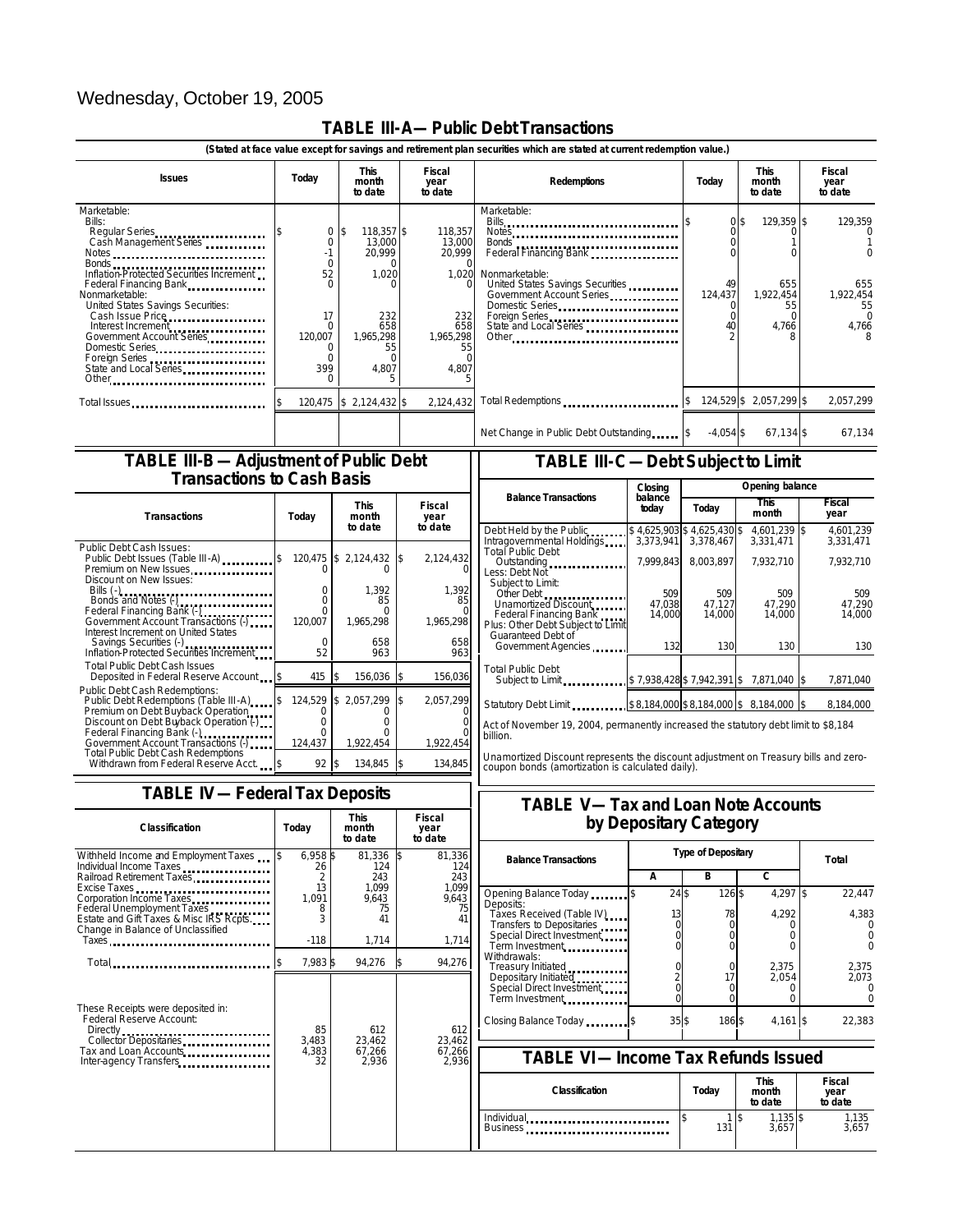Wednesday, October 19, 2005

## TABLE III-A — Public Debt Transactions

(Stated at face value except for savings and retirement plan securities which are stated at current redemption value.)

| Issues | Today | This month to date | Fiscal year to date | Redemptions | Today | This month to date | Fiscal year to date |
|---|---|---|---|---|---|---|---|
| Marketable: | | | | Marketable: | | | |
| Bills: | | | | Bills | $ 0 | $ 129,359 | $ 129,359 |
| Regular Series | $ 0 | $ 118,357 | $ 118,357 | Notes | 0 | 0 | 0 |
| Cash Management Series | 0 | 13,000 | 13,000 | Bonds | 0 | 1 | 1 |
| Notes | -1 | 20,999 | 20,999 | Federal Financing Bank | 0 | 0 | 0 |
| Bonds | 0 | 0 | 0 | | | | |
| Inflation-Protected Securities Increment | 52 | 1,020 | 1,020 | Nonmarketable: | | | |
| Federal Financing Bank | 0 | 0 | 0 | United States Savings Securities | 49 | 655 | 655 |
| Nonmarketable: | | | | Government Account Series | 124,437 | 1,922,454 | 1,922,454 |
| United States Savings Securities: | | | | Domestic Series | 0 | 55 | 55 |
| Cash Issue Price | 17 | 232 | 232 | Foreign Series | 0 | 0 | 0 |
| Interest Increment | 0 | 658 | 658 | State and Local Series | 40 | 4,766 | 4,766 |
| Government Account Series | 120,007 | 1,965,298 | 1,965,298 | Other | 2 | 8 | 8 |
| Domestic Series | 0 | 55 | 55 | | | | |
| Foreign Series | 0 | 0 | 0 | | | | |
| State and Local Series | 399 | 4,807 | 4,807 | | | | |
| Other | 0 | 5 | 5 | | | | |
| Total Issues | $ 120,475 | $ 2,124,432 | $ 2,124,432 | Total Redemptions | $ 124,529 | $ 2,057,299 | $ 2,057,299 |
| | | | | Net Change in Public Debt Outstanding | $ -4,054 | $ 67,134 | $ 67,134 |

## TABLE III-B — Adjustment of Public Debt Transactions to Cash Basis

| Transactions | Today | This month to date | Fiscal year to date |
|---|---|---|---|
| Public Debt Cash Issues: | | | |
| Public Debt Issues (Table III-A) | $ 120,475 | $ 2,124,432 | $ 2,124,432 |
| Premium on New Issues | 0 | 0 | 0 |
| Discount on New Issues: | | | |
| Bills (-) | 0 | 1,392 | 1,392 |
| Bonds and Notes (-) | 0 | 85 | 85 |
| Federal Financing Bank (-) | 0 | 0 | 0 |
| Government Account Transactions (-) | 120,007 | 1,965,298 | 1,965,298 |
| Interest Increment on United States Savings Securities (-) | 0 | 658 | 658 |
| Inflation-Protected Securities Increment | 52 | 963 | 963 |
| Total Public Debt Cash Issues Deposited in Federal Reserve Account | $ 415 | $ 156,036 | $ 156,036 |
| Public Debt Cash Redemptions: | | | |
| Public Debt Redemptions (Table III-A) | $ 124,529 | $ 2,057,299 | $ 2,057,299 |
| Premium on Debt Buyback Operation | 0 | 0 | 0 |
| Discount on Debt Buyback Operation (-) | 0 | 0 | 0 |
| Federal Financing Bank (-) | 0 | 0 | 0 |
| Government Account Transactions (-) | 124,437 | 1,922,454 | 1,922,454 |
| Total Public Debt Cash Redemptions Withdrawn from Federal Reserve Acct. | $ 92 | $ 134,845 | $ 134,845 |

## TABLE III-C — Debt Subject to Limit

| Balance Transactions | Closing balance today | Opening balance Today | Opening balance This month | Opening balance Fiscal year |
|---|---|---|---|---|
| Debt Held by the Public | $ 4,625,903 | $ 4,625,430 | $ 4,601,239 | $ 4,601,239 |
| Intragovernmental Holdings | 3,373,941 | 3,378,467 | 3,331,471 | 3,331,471 |
| Total Public Debt Outstanding | 7,999,843 | 8,003,897 | 7,932,710 | 7,932,710 |
| Less: Debt Not Subject to Limit: | | | | |
| Other Debt | 509 | 509 | 509 | 509 |
| Unamortized Discount | 47,038 | 47,127 | 47,290 | 47,290 |
| Federal Financing Bank | 14,000 | 14,000 | 14,000 | 14,000 |
| Plus: Other Debt Subject to Limit | | | | |
| Guaranteed Debt of Government Agencies | 132 | 130 | 130 | 130 |
| Total Public Debt Subject to Limit | $ 7,938,428 | $ 7,942,391 | $ 7,871,040 | $ 7,871,040 |
| Statutory Debt Limit | $ 8,184,000 | $ 8,184,000 | $ 8,184,000 | $ 8,184,000 |

Act of November 19, 2004, permanently increased the statutory debt limit to $8,184 billion.

Unamortized Discount represents the discount adjustment on Treasury bills and zero-coupon bonds (amortization is calculated daily).

## TABLE IV — Federal Tax Deposits

| Classification | Today | This month to date | Fiscal year to date |
|---|---|---|---|
| Withheld Income and Employment Taxes | $ 6,958 | $ 81,336 | $ 81,336 |
| Individual Income Taxes | 26 | 124 | 124 |
| Railroad Retirement Taxes | 2 | 243 | 243 |
| Excise Taxes | 13 | 1,099 | 1,099 |
| Corporation Income Taxes | 1,091 | 9,643 | 9,643 |
| Federal Unemployment Taxes | 8 | 75 | 75 |
| Estate and Gift Taxes & Misc IRS Rcpts. | 3 | 41 | 41 |
| Change in Balance of Unclassified Taxes | -118 | 1,714 | 1,714 |
| Total | $ 7,983 | $ 94,276 | $ 94,276 |
| These Receipts were deposited in: | | | |
| Federal Reserve Account: | | | |
| Directly | 85 | 612 | 612 |
| Collector Depositaries | 3,483 | 23,462 | 23,462 |
| Tax and Loan Accounts | 4,383 | 67,266 | 67,266 |
| Inter-agency Transfers | 32 | 2,936 | 2,936 |

## TABLE V — Tax and Loan Note Accounts by Depositary Category

| Balance Transactions | Type of Depositary A | B | C | Total |
|---|---|---|---|---|
| Opening Balance Today | $ 24 | $ 126 | $ 4,297 | $ 22,447 |
| Deposits: | | | | |
| Taxes Received (Table IV) | 13 | 78 | 4,292 | 4,383 |
| Transfers to Depositaries | 0 | 0 | 0 | 0 |
| Special Direct Investment | 0 | 0 | 0 | 0 |
| Term Investment | 0 | 0 | 0 | 0 |
| Withdrawals: | | | | |
| Treasury Initiated | 0 | 0 | 2,375 | 2,375 |
| Depositary Initiated | 2 | 17 | 2,054 | 2,073 |
| Special Direct Investment | 0 | 0 | 0 | 0 |
| Term Investment | 0 | 0 | 0 | 0 |
| Closing Balance Today | $ 35 | $ 186 | $ 4,161 | $ 22,383 |

## TABLE VI — Income Tax Refunds Issued

| Classification | Today | This month to date | Fiscal year to date |
|---|---|---|---|
| Individual | $ 1 | $ 1,135 | $ 1,135 |
| Business | 131 | 3,657 | 3,657 |